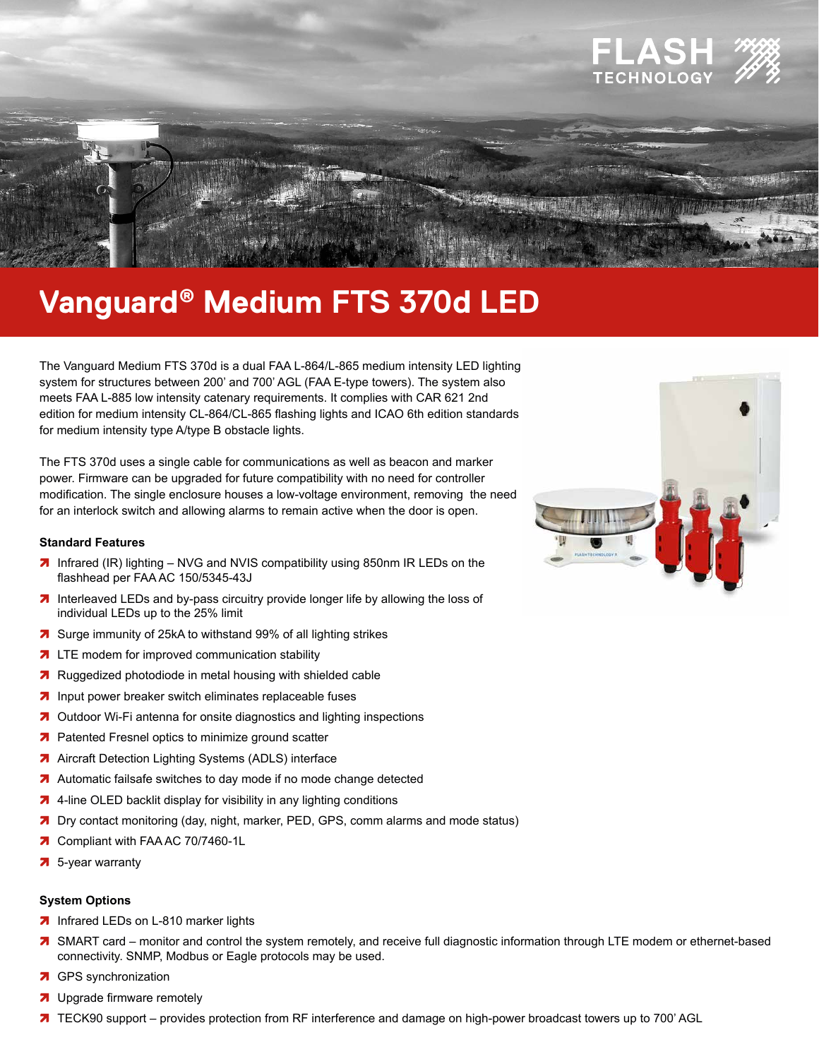FLASH TECHNOLOGY

# Vanguard® Medium FTS 370d LED

The Vanguard Medium FTS 370d is a dual FAA L-864/L-865 medium intensity LED lighting system for structures between 200' and 700' AGL (FAA E-type towers). The system also meets FAA L-885 low intensity catenary requirements. It complies with CAR 621 2nd edition for medium intensity CL-864/CL-865 flashing lights and ICAO 6th edition standards for medium intensity type A/type B obstacle lights.

The FTS 370d uses a single cable for communications as well as beacon and marker power. Firmware can be upgraded for future compatibility with no need for controller modification. The single enclosure houses a low-voltage environment, removing the need for an interlock switch and allowing alarms to remain active when the door is open.

### Standard Features

- Infrared (IR) lighting – NVG and NVIS compatibility using 850nm IR LEDs on the flashhead per FAA AC 150/5345-43J
- Interleaved LEDs and by-pass circuitry provide longer life by allowing the loss of individual LEDs up to the 25% limit
- Surge immunity of 25kA to withstand 99% of all lighting strikes
- LTE modem for improved communication stability
- Ruggedized photodiode in metal housing with shielded cable
- Input power breaker switch eliminates replaceable fuses
- Outdoor Wi-Fi antenna for onsite diagnostics and lighting inspections
- Patented Fresnel optics to minimize ground scatter
- Aircraft Detection Lighting Systems (ADLS) interface
- Automatic failsafe switches to day mode if no mode change detected
- 4-line OLED backlit display for visibility in any lighting conditions
- Dry contact monitoring (day, night, marker, PED, GPS, comm alarms and mode status)
- Compliant with FAA AC 70/7460-1L
- 5-year warranty

### System Options

- Infrared LEDs on L-810 marker lights
- SMART card – monitor and control the system remotely, and receive full diagnostic information through LTE modem or ethernet-based connectivity. SNMP, Modbus or Eagle protocols may be used.
- GPS synchronization
- Upgrade firmware remotely
- TECK90 support – provides protection from RF interference and damage on high-power broadcast towers up to 700' AGL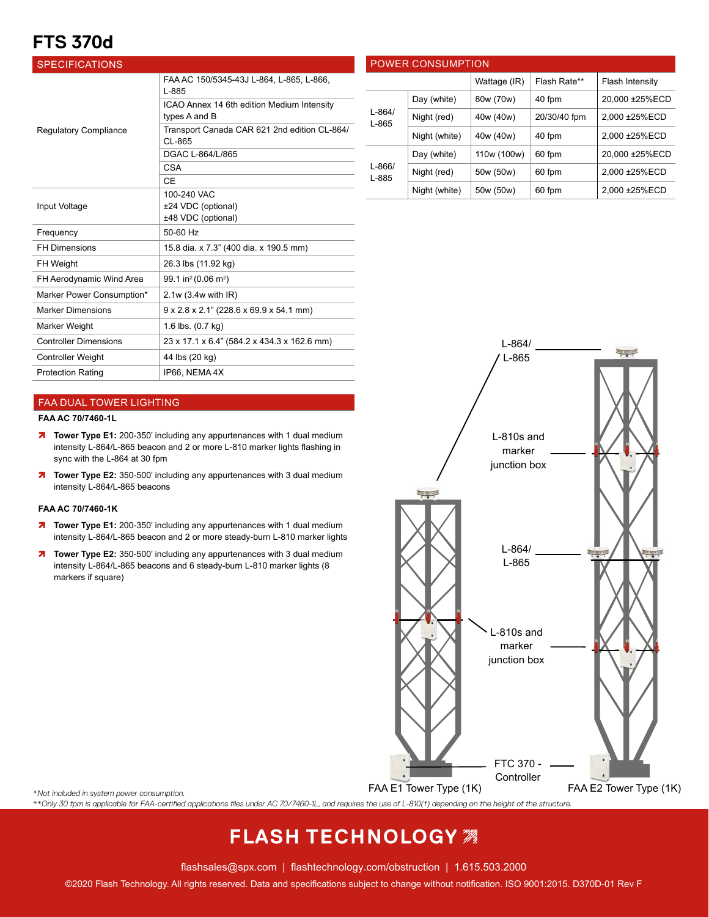# FTS 370d

## SPECIFICATIONS

| | |
|---|---|
| Regulatory Compliance | FAA AC 150/5345-43J L-864, L-865, L-866, L-885 |
| | ICAO Annex 14 6th edition Medium Intensity types A and B |
| | Transport Canada CAR 621 2nd edition CL-864/ CL-865 |
| | DGAC L-864/L/865 |
| | CSA |
| | CE |
| Input Voltage | 100-240 VAC<br>±24 VDC (optional)<br>±48 VDC (optional) |
| Frequency | 50-60 Hz |
| FH Dimensions | 15.8 dia. x 7.3" (400 dia. x 190.5 mm) |
| FH Weight | 26.3 lbs (11.92 kg) |
| FH Aerodynamic Wind Area | 99.1 in² (0.06 m²) |
| Marker Power Consumption* | 2.1w (3.4w with IR) |
| Marker Dimensions | 9 x 2.8 x 2.1" (228.6 x 69.9 x 54.1 mm) |
| Marker Weight | 1.6 lbs. (0.7 kg) |
| Controller Dimensions | 23 x 17.1 x 6.4" (584.2 x 434.3 x 162.6 mm) |
| Controller Weight | 44 lbs (20 kg) |
| Protection Rating | IP66, NEMA 4X |

## POWER CONSUMPTION

| | | Wattage (IR) | Flash Rate** | Flash Intensity |
|---|---|---|---|---|
| L-864/ L-865 | Day (white) | 80w (70w) | 40 fpm | 20,000 ±25%ECD |
| | Night (red) | 40w (40w) | 20/30/40 fpm | 2,000 ±25%ECD |
| | Night (white) | 40w (40w) | 40 fpm | 2,000 ±25%ECD |
| L-866/ L-885 | Day (white) | 110w (100w) | 60 fpm | 20,000 ±25%ECD |
| | Night (red) | 50w (50w) | 60 fpm | 2,000 ±25%ECD |
| | Night (white) | 50w (50w) | 60 fpm | 2,000 ±25%ECD |

## FAA DUAL TOWER LIGHTING

**FAA AC 70/7460-1L**

- **Tower Type E1:** 200-350' including any appurtenances with 1 dual medium intensity L-864/L-865 beacon and 2 or more L-810 marker lights flashing in sync with the L-864 at 30 fpm
- **Tower Type E2:** 350-500' including any appurtenances with 3 dual medium intensity L-864/L-865 beacons

**FAA AC 70/7460-1K**

- **Tower Type E1:** 200-350' including any appurtenances with 1 dual medium intensity L-864/L-865 beacon and 2 or more steady-burn L-810 marker lights
- **Tower Type E2:** 350-500' including any appurtenances with 3 dual medium intensity L-864/L-865 beacons and 6 steady-burn L-810 marker lights (8 markers if square)

L-864/ L-865

L-810s and marker junction box

L-864/ L-865

L-810s and marker junction box

FTC 370 - Controller

FAA E1 Tower Type (1K)

FAA E2 Tower Type (1K)

*Not included in system power consumption.

**Only 30 fpm is applicable for FAA-certified applications files under AC 70/7460-1L, and requires the use of L-810(f) depending on the height of the structure.

FLASH TECHNOLOGY

flashsales@spx.com | flashtechnology.com/obstruction | 1.615.503.2000

©2020 Flash Technology. All rights reserved. Data and specifications subject to change without notification. ISO 9001:2015. D370D-01 Rev F